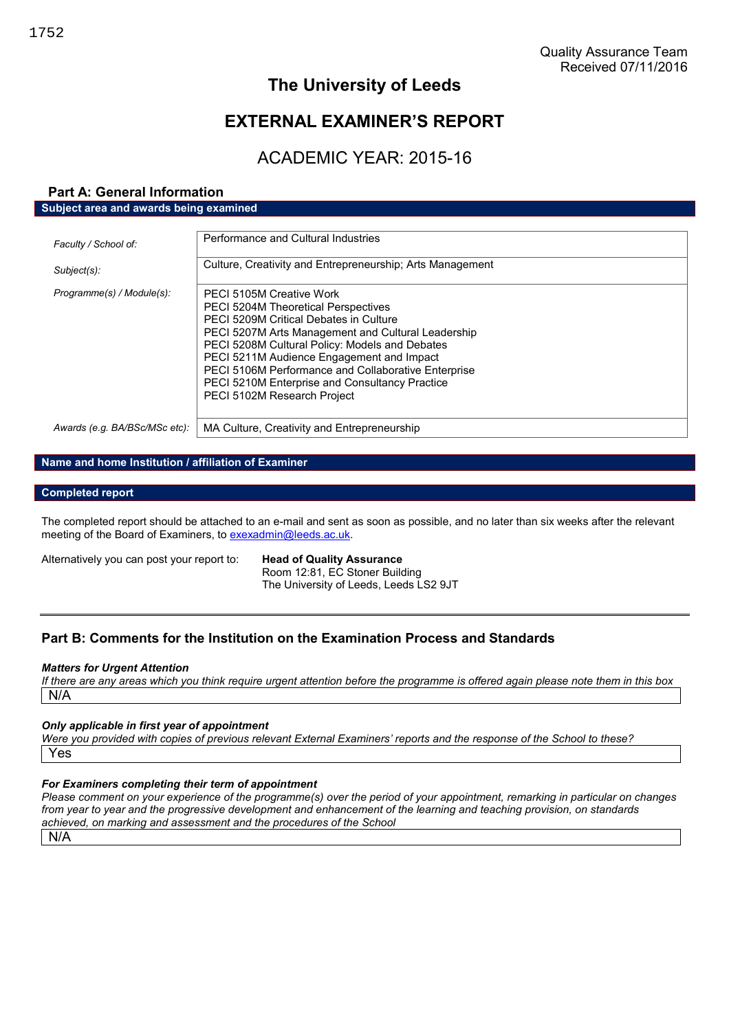Quality Assurance Team
Received 07/11/2016

# The University of Leeds

# EXTERNAL EXAMINER'S REPORT

## ACADEMIC YEAR: 2015-16

### Part A: General Information

**Subject area and awards being examined**

| | |
|---|---|
| *Faculty / School of:* | Performance and Cultural Industries |
| *Subject(s):* | Culture, Creativity and Entrepreneurship; Arts Management |
| *Programme(s) / Module(s):* | PECI 5105M Creative Work<br>PECI 5204M Theoretical Perspectives<br>PECI 5209M Critical Debates in Culture<br>PECI 5207M Arts Management and Cultural Leadership<br>PECI 5208M Cultural Policy: Models and Debates<br>PECI 5211M Audience Engagement and Impact<br>PECI 5106M Performance and Collaborative Enterprise<br>PECI 5210M Enterprise and Consultancy Practice<br>PECI 5102M Research Project |
| *Awards (e.g. BA/BSc/MSc etc):* | MA Culture, Creativity and Entrepreneurship |

**Name and home Institution / affiliation of Examiner**

**Completed report**

The completed report should be attached to an e-mail and sent as soon as possible, and no later than six weeks after the relevant meeting of the Board of Examiners, to exexadmin@leeds.ac.uk.

Alternatively you can post your report to:

**Head of Quality Assurance**
Room 12:81, EC Stoner Building
The University of Leeds, Leeds LS2 9JT

---

### Part B: Comments for the Institution on the Examination Process and Standards

***Matters for Urgent Attention***

*If there are any areas which you think require urgent attention before the programme is offered again please note them in this box*

N/A

***Only applicable in first year of appointment***

*Were you provided with copies of previous relevant External Examiners' reports and the response of the School to these?*

Yes

***For Examiners completing their term of appointment***

*Please comment on your experience of the programme(s) over the period of your appointment, remarking in particular on changes from year to year and the progressive development and enhancement of the learning and teaching provision, on standards achieved, on marking and assessment and the procedures of the School*

N/A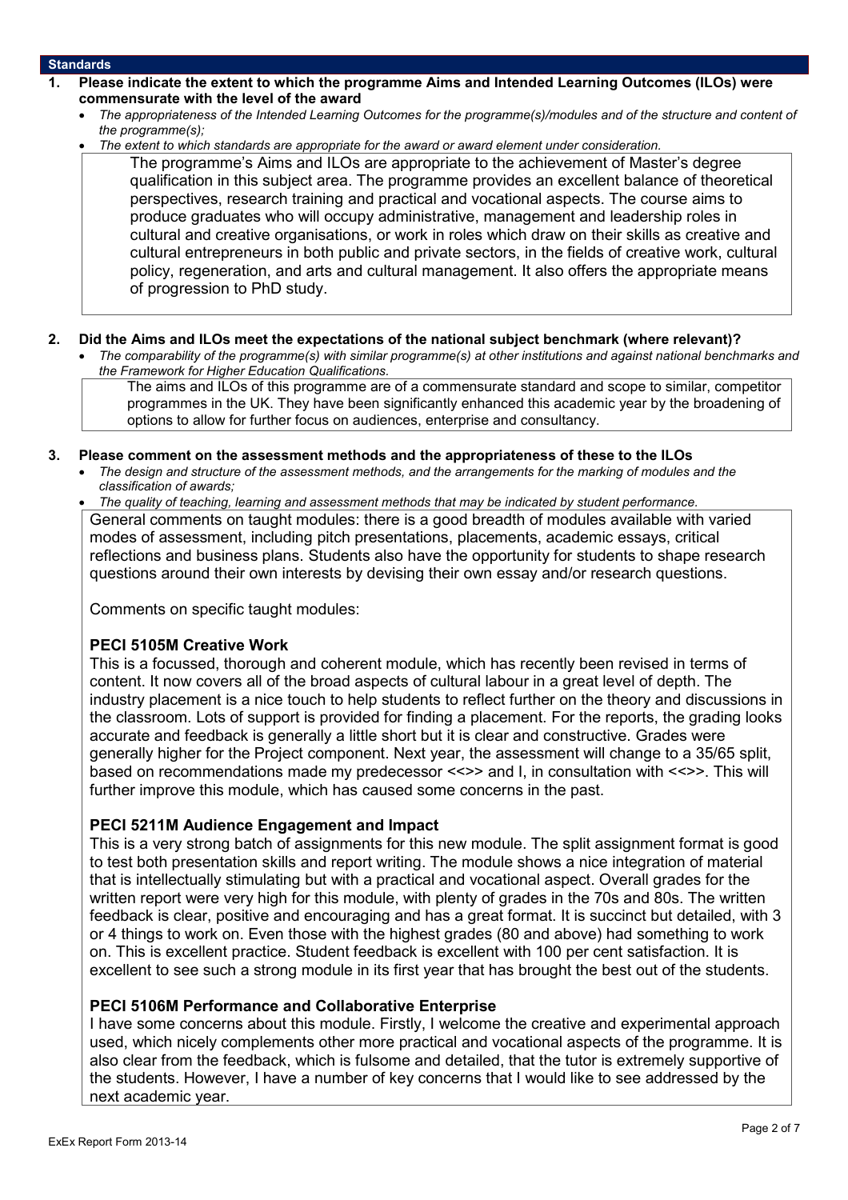## Standards

**1. Please indicate the extent to which the programme Aims and Intended Learning Outcomes (ILOs) were commensurate with the level of the award**

- *The appropriateness of the Intended Learning Outcomes for the programme(s)/modules and of the structure and content of the programme(s);*
- *The extent to which standards are appropriate for the award or award element under consideration.*

The programme's Aims and ILOs are appropriate to the achievement of Master's degree qualification in this subject area. The programme provides an excellent balance of theoretical perspectives, research training and practical and vocational aspects. The course aims to produce graduates who will occupy administrative, management and leadership roles in cultural and creative organisations, or work in roles which draw on their skills as creative and cultural entrepreneurs in both public and private sectors, in the fields of creative work, cultural policy, regeneration, and arts and cultural management. It also offers the appropriate means of progression to PhD study.

**2. Did the Aims and ILOs meet the expectations of the national subject benchmark (where relevant)?**

- *The comparability of the programme(s) with similar programme(s) at other institutions and against national benchmarks and the Framework for Higher Education Qualifications.*

The aims and ILOs of this programme are of a commensurate standard and scope to similar, competitor programmes in the UK. They have been significantly enhanced this academic year by the broadening of options to allow for further focus on audiences, enterprise and consultancy.

**3. Please comment on the assessment methods and the appropriateness of these to the ILOs**

- *The design and structure of the assessment methods, and the arrangements for the marking of modules and the classification of awards;*
- *The quality of teaching, learning and assessment methods that may be indicated by student performance.*

General comments on taught modules: there is a good breadth of modules available with varied modes of assessment, including pitch presentations, placements, academic essays, critical reflections and business plans. Students also have the opportunity for students to shape research questions around their own interests by devising their own essay and/or research questions.

Comments on specific taught modules:

**PECI 5105M Creative Work**

This is a focussed, thorough and coherent module, which has recently been revised in terms of content. It now covers all of the broad aspects of cultural labour in a great level of depth. The industry placement is a nice touch to help students to reflect further on the theory and discussions in the classroom. Lots of support is provided for finding a placement. For the reports, the grading looks accurate and feedback is generally a little short but it is clear and constructive. Grades were generally higher for the Project component. Next year, the assessment will change to a 35/65 split, based on recommendations made my predecessor <<>> and I, in consultation with <<>>. This will further improve this module, which has caused some concerns in the past.

**PECI 5211M Audience Engagement and Impact**

This is a very strong batch of assignments for this new module. The split assignment format is good to test both presentation skills and report writing. The module shows a nice integration of material that is intellectually stimulating but with a practical and vocational aspect. Overall grades for the written report were very high for this module, with plenty of grades in the 70s and 80s. The written feedback is clear, positive and encouraging and has a great format. It is succinct but detailed, with 3 or 4 things to work on. Even those with the highest grades (80 and above) had something to work on. This is excellent practice. Student feedback is excellent with 100 per cent satisfaction. It is excellent to see such a strong module in its first year that has brought the best out of the students.

**PECI 5106M Performance and Collaborative Enterprise**

I have some concerns about this module. Firstly, I welcome the creative and experimental approach used, which nicely complements other more practical and vocational aspects of the programme. It is also clear from the feedback, which is fulsome and detailed, that the tutor is extremely supportive of the students. However, I have a number of key concerns that I would like to see addressed by the next academic year.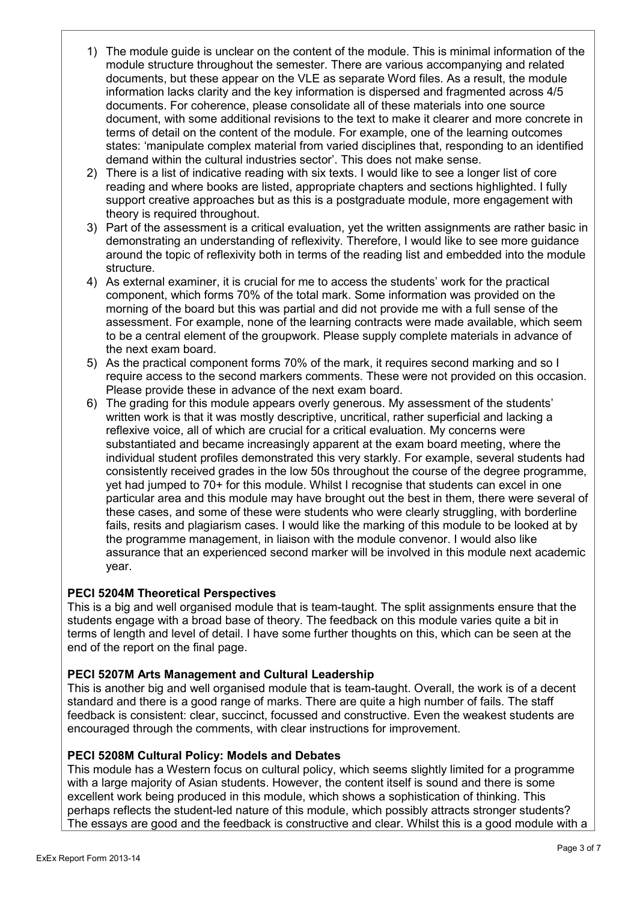1) The module guide is unclear on the content of the module. This is minimal information of the module structure throughout the semester. There are various accompanying and related documents, but these appear on the VLE as separate Word files. As a result, the module information lacks clarity and the key information is dispersed and fragmented across 4/5 documents. For coherence, please consolidate all of these materials into one source document, with some additional revisions to the text to make it clearer and more concrete in terms of detail on the content of the module. For example, one of the learning outcomes states: 'manipulate complex material from varied disciplines that, responding to an identified demand within the cultural industries sector'. This does not make sense.
2) There is a list of indicative reading with six texts. I would like to see a longer list of core reading and where books are listed, appropriate chapters and sections highlighted. I fully support creative approaches but as this is a postgraduate module, more engagement with theory is required throughout.
3) Part of the assessment is a critical evaluation, yet the written assignments are rather basic in demonstrating an understanding of reflexivity. Therefore, I would like to see more guidance around the topic of reflexivity both in terms of the reading list and embedded into the module structure.
4) As external examiner, it is crucial for me to access the students' work for the practical component, which forms 70% of the total mark. Some information was provided on the morning of the board but this was partial and did not provide me with a full sense of the assessment. For example, none of the learning contracts were made available, which seem to be a central element of the groupwork. Please supply complete materials in advance of the next exam board.
5) As the practical component forms 70% of the mark, it requires second marking and so I require access to the second markers comments. These were not provided on this occasion. Please provide these in advance of the next exam board.
6) The grading for this module appears overly generous. My assessment of the students' written work is that it was mostly descriptive, uncritical, rather superficial and lacking a reflexive voice, all of which are crucial for a critical evaluation. My concerns were substantiated and became increasingly apparent at the exam board meeting, where the individual student profiles demonstrated this very starkly. For example, several students had consistently received grades in the low 50s throughout the course of the degree programme, yet had jumped to 70+ for this module. Whilst I recognise that students can excel in one particular area and this module may have brought out the best in them, there were several of these cases, and some of these were students who were clearly struggling, with borderline fails, resits and plagiarism cases. I would like the marking of this module to be looked at by the programme management, in liaison with the module convenor. I would also like assurance that an experienced second marker will be involved in this module next academic year.

**PECI 5204M Theoretical Perspectives**

This is a big and well organised module that is team-taught. The split assignments ensure that the students engage with a broad base of theory. The feedback on this module varies quite a bit in terms of length and level of detail. I have some further thoughts on this, which can be seen at the end of the report on the final page.

**PECI 5207M Arts Management and Cultural Leadership**

This is another big and well organised module that is team-taught. Overall, the work is of a decent standard and there is a good range of marks. There are quite a high number of fails. The staff feedback is consistent: clear, succinct, focussed and constructive. Even the weakest students are encouraged through the comments, with clear instructions for improvement.

**PECI 5208M Cultural Policy: Models and Debates**

This module has a Western focus on cultural policy, which seems slightly limited for a programme with a large majority of Asian students. However, the content itself is sound and there is some excellent work being produced in this module, which shows a sophistication of thinking. This perhaps reflects the student-led nature of this module, which possibly attracts stronger students? The essays are good and the feedback is constructive and clear. Whilst this is a good module with a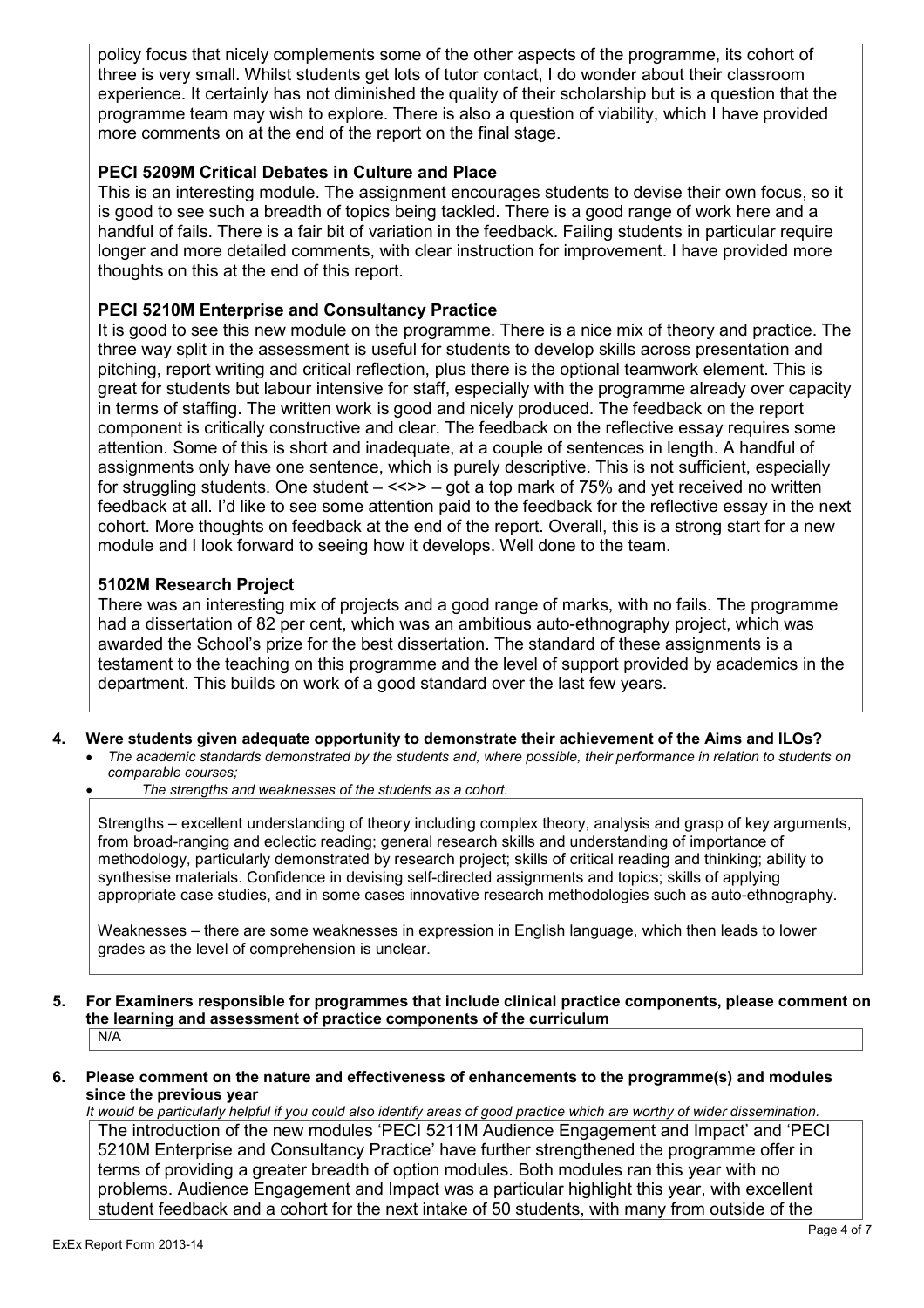policy focus that nicely complements some of the other aspects of the programme, its cohort of three is very small. Whilst students get lots of tutor contact, I do wonder about their classroom experience. It certainly has not diminished the quality of their scholarship but is a question that the programme team may wish to explore. There is also a question of viability, which I have provided more comments on at the end of the report on the final stage.

**PECI 5209M Critical Debates in Culture and Place**

This is an interesting module. The assignment encourages students to devise their own focus, so it is good to see such a breadth of topics being tackled. There is a good range of work here and a handful of fails. There is a fair bit of variation in the feedback. Failing students in particular require longer and more detailed comments, with clear instruction for improvement. I have provided more thoughts on this at the end of this report.

**PECI 5210M Enterprise and Consultancy Practice**

It is good to see this new module on the programme. There is a nice mix of theory and practice. The three way split in the assessment is useful for students to develop skills across presentation and pitching, report writing and critical reflection, plus there is the optional teamwork element. This is great for students but labour intensive for staff, especially with the programme already over capacity in terms of staffing. The written work is good and nicely produced. The feedback on the report component is critically constructive and clear. The feedback on the reflective essay requires some attention. Some of this is short and inadequate, at a couple of sentences in length. A handful of assignments only have one sentence, which is purely descriptive. This is not sufficient, especially for struggling students. One student – <<>> – got a top mark of 75% and yet received no written feedback at all. I'd like to see some attention paid to the feedback for the reflective essay in the next cohort. More thoughts on feedback at the end of the report. Overall, this is a strong start for a new module and I look forward to seeing how it develops. Well done to the team.

**5102M Research Project**

There was an interesting mix of projects and a good range of marks, with no fails. The programme had a dissertation of 82 per cent, which was an ambitious auto-ethnography project, which was awarded the School's prize for the best dissertation. The standard of these assignments is a testament to the teaching on this programme and the level of support provided by academics in the department. This builds on work of a good standard over the last few years.

**4. Were students given adequate opportunity to demonstrate their achievement of the Aims and ILOs?**

- *The academic standards demonstrated by the students and, where possible, their performance in relation to students on comparable courses;*
- *The strengths and weaknesses of the students as a cohort.*

Strengths – excellent understanding of theory including complex theory, analysis and grasp of key arguments, from broad-ranging and eclectic reading; general research skills and understanding of importance of methodology, particularly demonstrated by research project; skills of critical reading and thinking; ability to synthesise materials. Confidence in devising self-directed assignments and topics; skills of applying appropriate case studies, and in some cases innovative research methodologies such as auto-ethnography.

Weaknesses – there are some weaknesses in expression in English language, which then leads to lower grades as the level of comprehension is unclear.

**5. For Examiners responsible for programmes that include clinical practice components, please comment on the learning and assessment of practice components of the curriculum**

N/A

**6. Please comment on the nature and effectiveness of enhancements to the programme(s) and modules since the previous year**

*It would be particularly helpful if you could also identify areas of good practice which are worthy of wider dissemination.*

The introduction of the new modules 'PECI 5211M Audience Engagement and Impact' and 'PECI 5210M Enterprise and Consultancy Practice' have further strengthened the programme offer in terms of providing a greater breadth of option modules. Both modules ran this year with no problems. Audience Engagement and Impact was a particular highlight this year, with excellent student feedback and a cohort for the next intake of 50 students, with many from outside of the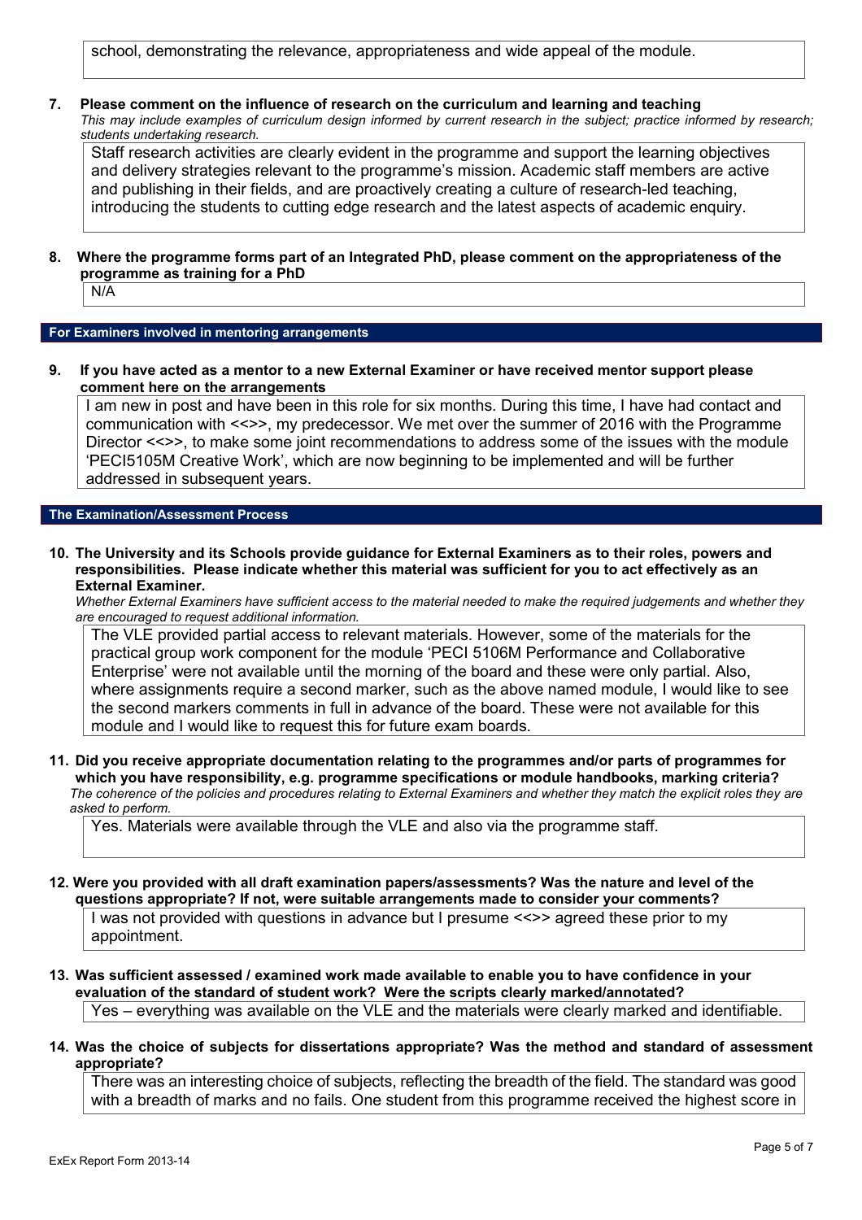school, demonstrating the relevance, appropriateness and wide appeal of the module.

**7. Please comment on the influence of research on the curriculum and learning and teaching**

*This may include examples of curriculum design informed by current research in the subject; practice informed by research; students undertaking research.*

Staff research activities are clearly evident in the programme and support the learning objectives and delivery strategies relevant to the programme's mission. Academic staff members are active and publishing in their fields, and are proactively creating a culture of research-led teaching, introducing the students to cutting edge research and the latest aspects of academic enquiry.

**8. Where the programme forms part of an Integrated PhD, please comment on the appropriateness of the programme as training for a PhD**

N/A

## For Examiners involved in mentoring arrangements

**9. If you have acted as a mentor to a new External Examiner or have received mentor support please comment here on the arrangements**

I am new in post and have been in this role for six months. During this time, I have had contact and communication with <<>>, my predecessor. We met over the summer of 2016 with the Programme Director <<>>, to make some joint recommendations to address some of the issues with the module 'PECI5105M Creative Work', which are now beginning to be implemented and will be further addressed in subsequent years.

## The Examination/Assessment Process

**10. The University and its Schools provide guidance for External Examiners as to their roles, powers and responsibilities. Please indicate whether this material was sufficient for you to act effectively as an External Examiner.**

*Whether External Examiners have sufficient access to the material needed to make the required judgements and whether they are encouraged to request additional information.*

The VLE provided partial access to relevant materials. However, some of the materials for the practical group work component for the module 'PECI 5106M Performance and Collaborative Enterprise' were not available until the morning of the board and these were only partial. Also, where assignments require a second marker, such as the above named module, I would like to see the second markers comments in full in advance of the board. These were not available for this module and I would like to request this for future exam boards.

**11. Did you receive appropriate documentation relating to the programmes and/or parts of programmes for which you have responsibility, e.g. programme specifications or module handbooks, marking criteria?**

*The coherence of the policies and procedures relating to External Examiners and whether they match the explicit roles they are asked to perform.*

Yes. Materials were available through the VLE and also via the programme staff.

**12. Were you provided with all draft examination papers/assessments? Was the nature and level of the questions appropriate? If not, were suitable arrangements made to consider your comments?**

I was not provided with questions in advance but I presume <<>> agreed these prior to my appointment.

**13. Was sufficient assessed / examined work made available to enable you to have confidence in your evaluation of the standard of student work? Were the scripts clearly marked/annotated?**

Yes – everything was available on the VLE and the materials were clearly marked and identifiable.

**14. Was the choice of subjects for dissertations appropriate? Was the method and standard of assessment appropriate?**

There was an interesting choice of subjects, reflecting the breadth of the field. The standard was good with a breadth of marks and no fails. One student from this programme received the highest score in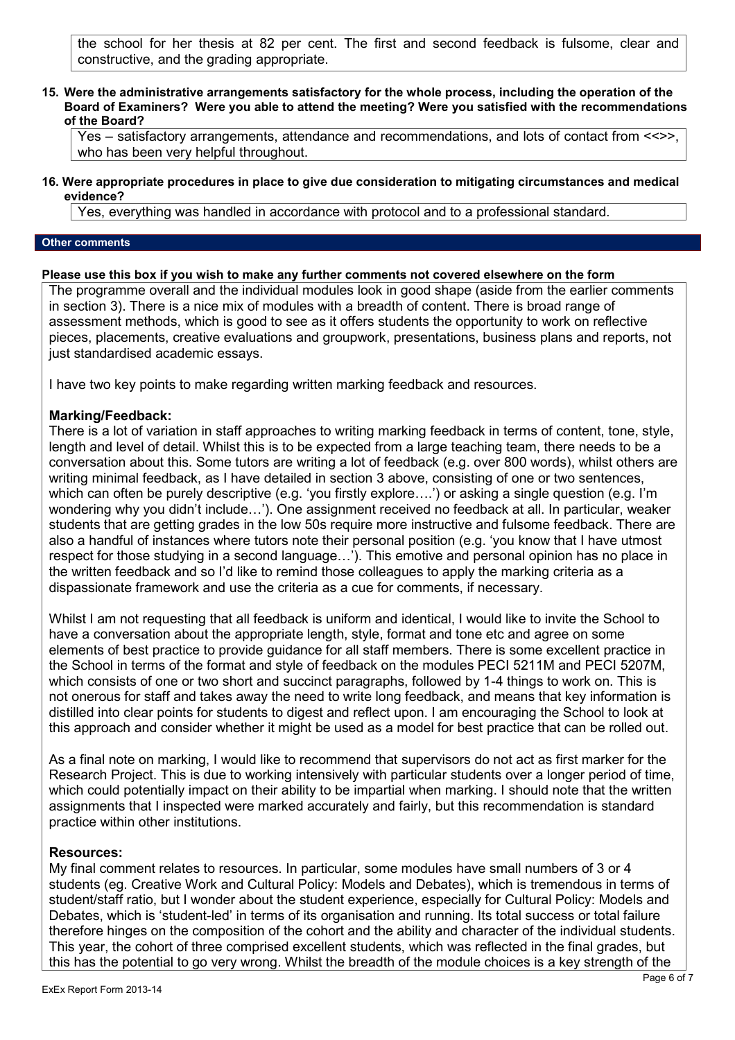the school for her thesis at 82 per cent. The first and second feedback is fulsome, clear and constructive, and the grading appropriate.

**15. Were the administrative arrangements satisfactory for the whole process, including the operation of the Board of Examiners? Were you able to attend the meeting? Were you satisfied with the recommendations of the Board?**

Yes – satisfactory arrangements, attendance and recommendations, and lots of contact from <<>>, who has been very helpful throughout.

**16. Were appropriate procedures in place to give due consideration to mitigating circumstances and medical evidence?**

Yes, everything was handled in accordance with protocol and to a professional standard.

### Other comments

**Please use this box if you wish to make any further comments not covered elsewhere on the form**

The programme overall and the individual modules look in good shape (aside from the earlier comments in section 3). There is a nice mix of modules with a breadth of content. There is broad range of assessment methods, which is good to see as it offers students the opportunity to work on reflective pieces, placements, creative evaluations and groupwork, presentations, business plans and reports, not just standardised academic essays.

I have two key points to make regarding written marking feedback and resources.

**Marking/Feedback:**

There is a lot of variation in staff approaches to writing marking feedback in terms of content, tone, style, length and level of detail. Whilst this is to be expected from a large teaching team, there needs to be a conversation about this. Some tutors are writing a lot of feedback (e.g. over 800 words), whilst others are writing minimal feedback, as I have detailed in section 3 above, consisting of one or two sentences, which can often be purely descriptive (e.g. 'you firstly explore….') or asking a single question (e.g. I'm wondering why you didn't include…'). One assignment received no feedback at all. In particular, weaker students that are getting grades in the low 50s require more instructive and fulsome feedback. There are also a handful of instances where tutors note their personal position (e.g. 'you know that I have utmost respect for those studying in a second language…'). This emotive and personal opinion has no place in the written feedback and so I'd like to remind those colleagues to apply the marking criteria as a dispassionate framework and use the criteria as a cue for comments, if necessary.

Whilst I am not requesting that all feedback is uniform and identical, I would like to invite the School to have a conversation about the appropriate length, style, format and tone etc and agree on some elements of best practice to provide guidance for all staff members. There is some excellent practice in the School in terms of the format and style of feedback on the modules PECI 5211M and PECI 5207M, which consists of one or two short and succinct paragraphs, followed by 1-4 things to work on. This is not onerous for staff and takes away the need to write long feedback, and means that key information is distilled into clear points for students to digest and reflect upon. I am encouraging the School to look at this approach and consider whether it might be used as a model for best practice that can be rolled out.

As a final note on marking, I would like to recommend that supervisors do not act as first marker for the Research Project. This is due to working intensively with particular students over a longer period of time, which could potentially impact on their ability to be impartial when marking. I should note that the written assignments that I inspected were marked accurately and fairly, but this recommendation is standard practice within other institutions.

**Resources:**

My final comment relates to resources. In particular, some modules have small numbers of 3 or 4 students (eg. Creative Work and Cultural Policy: Models and Debates), which is tremendous in terms of student/staff ratio, but I wonder about the student experience, especially for Cultural Policy: Models and Debates, which is 'student-led' in terms of its organisation and running. Its total success or total failure therefore hinges on the composition of the cohort and the ability and character of the individual students. This year, the cohort of three comprised excellent students, which was reflected in the final grades, but this has the potential to go very wrong. Whilst the breadth of the module choices is a key strength of the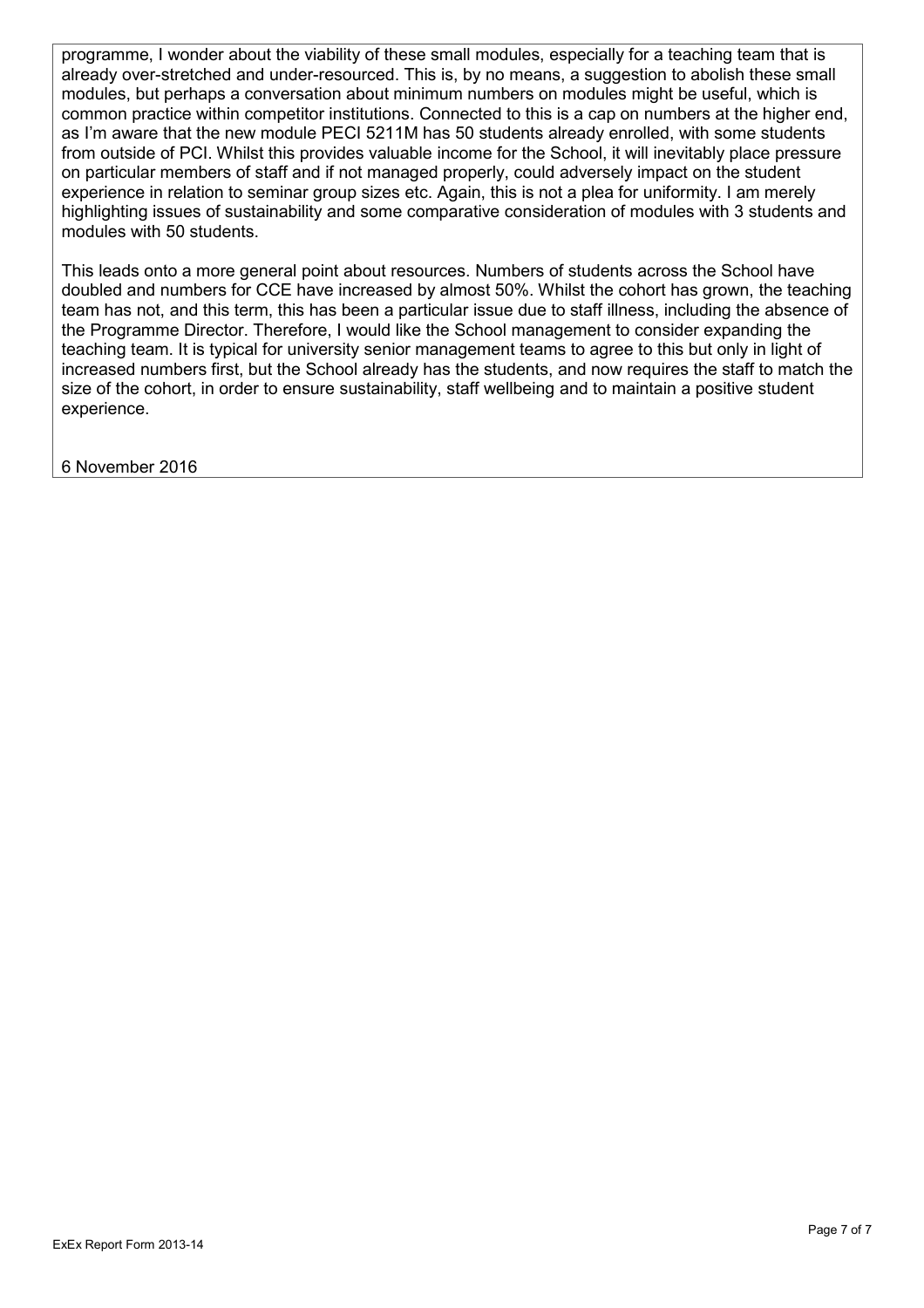programme, I wonder about the viability of these small modules, especially for a teaching team that is already over-stretched and under-resourced. This is, by no means, a suggestion to abolish these small modules, but perhaps a conversation about minimum numbers on modules might be useful, which is common practice within competitor institutions. Connected to this is a cap on numbers at the higher end, as I'm aware that the new module PECI 5211M has 50 students already enrolled, with some students from outside of PCI. Whilst this provides valuable income for the School, it will inevitably place pressure on particular members of staff and if not managed properly, could adversely impact on the student experience in relation to seminar group sizes etc. Again, this is not a plea for uniformity. I am merely highlighting issues of sustainability and some comparative consideration of modules with 3 students and modules with 50 students.

This leads onto a more general point about resources. Numbers of students across the School have doubled and numbers for CCE have increased by almost 50%. Whilst the cohort has grown, the teaching team has not, and this term, this has been a particular issue due to staff illness, including the absence of the Programme Director. Therefore, I would like the School management to consider expanding the teaching team. It is typical for university senior management teams to agree to this but only in light of increased numbers first, but the School already has the students, and now requires the staff to match the size of the cohort, in order to ensure sustainability, staff wellbeing and to maintain a positive student experience.

6 November 2016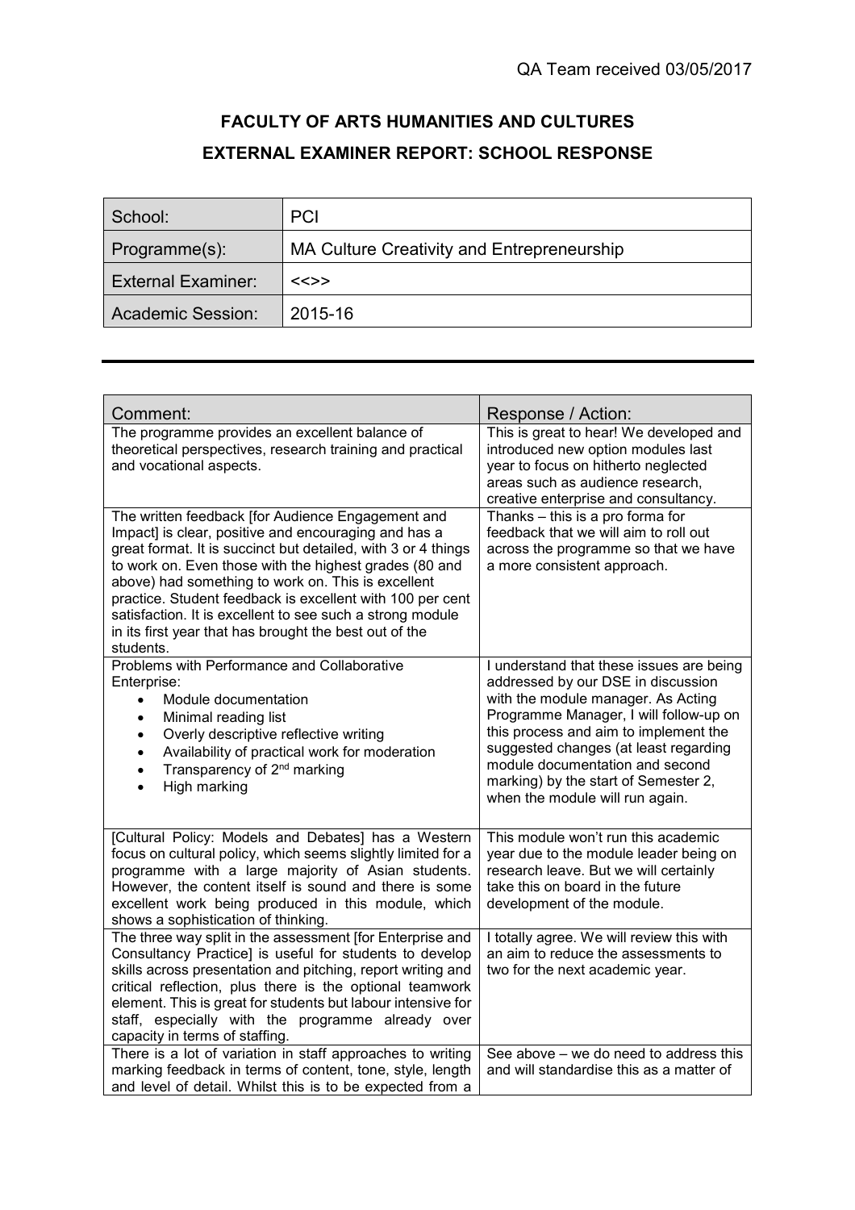QA Team received 03/05/2017

# FACULTY OF ARTS HUMANITIES AND CULTURES

## EXTERNAL EXAMINER REPORT: SCHOOL RESPONSE

| School: | PCI |
|---|---|
| Programme(s): | MA Culture Creativity and Entrepreneurship |
| External Examiner: | <<>> |
| Academic Session: | 2015-16 |

| Comment: | Response / Action: |
|---|---|
| The programme provides an excellent balance of theoretical perspectives, research training and practical and vocational aspects. | This is great to hear! We developed and introduced new option modules last year to focus on hitherto neglected areas such as audience research, creative enterprise and consultancy. |
| The written feedback [for Audience Engagement and Impact] is clear, positive and encouraging and has a great format. It is succinct but detailed, with 3 or 4 things to work on. Even those with the highest grades (80 and above) had something to work on. This is excellent practice. Student feedback is excellent with 100 per cent satisfaction. It is excellent to see such a strong module in its first year that has brought the best out of the students. | Thanks – this is a pro forma for feedback that we will aim to roll out across the programme so that we have a more consistent approach. |
| Problems with Performance and Collaborative Enterprise: <br>• Module documentation <br>• Minimal reading list <br>• Overly descriptive reflective writing <br>• Availability of practical work for moderation <br>• Transparency of 2nd marking <br>• High marking | I understand that these issues are being addressed by our DSE in discussion with the module manager. As Acting Programme Manager, I will follow-up on this process and aim to implement the suggested changes (at least regarding module documentation and second marking) by the start of Semester 2, when the module will run again. |
| [Cultural Policy: Models and Debates] has a Western focus on cultural policy, which seems slightly limited for a programme with a large majority of Asian students. However, the content itself is sound and there is some excellent work being produced in this module, which shows a sophistication of thinking. | This module won't run this academic year due to the module leader being on research leave. But we will certainly take this on board in the future development of the module. |
| The three way split in the assessment [for Enterprise and Consultancy Practice] is useful for students to develop skills across presentation and pitching, report writing and critical reflection, plus there is the optional teamwork element. This is great for students but labour intensive for staff, especially with the programme already over capacity in terms of staffing. | I totally agree. We will review this with an aim to reduce the assessments to two for the next academic year. |
| There is a lot of variation in staff approaches to writing marking feedback in terms of content, tone, style, length and level of detail. Whilst this is to be expected from a | See above – we do need to address this and will standardise this as a matter of |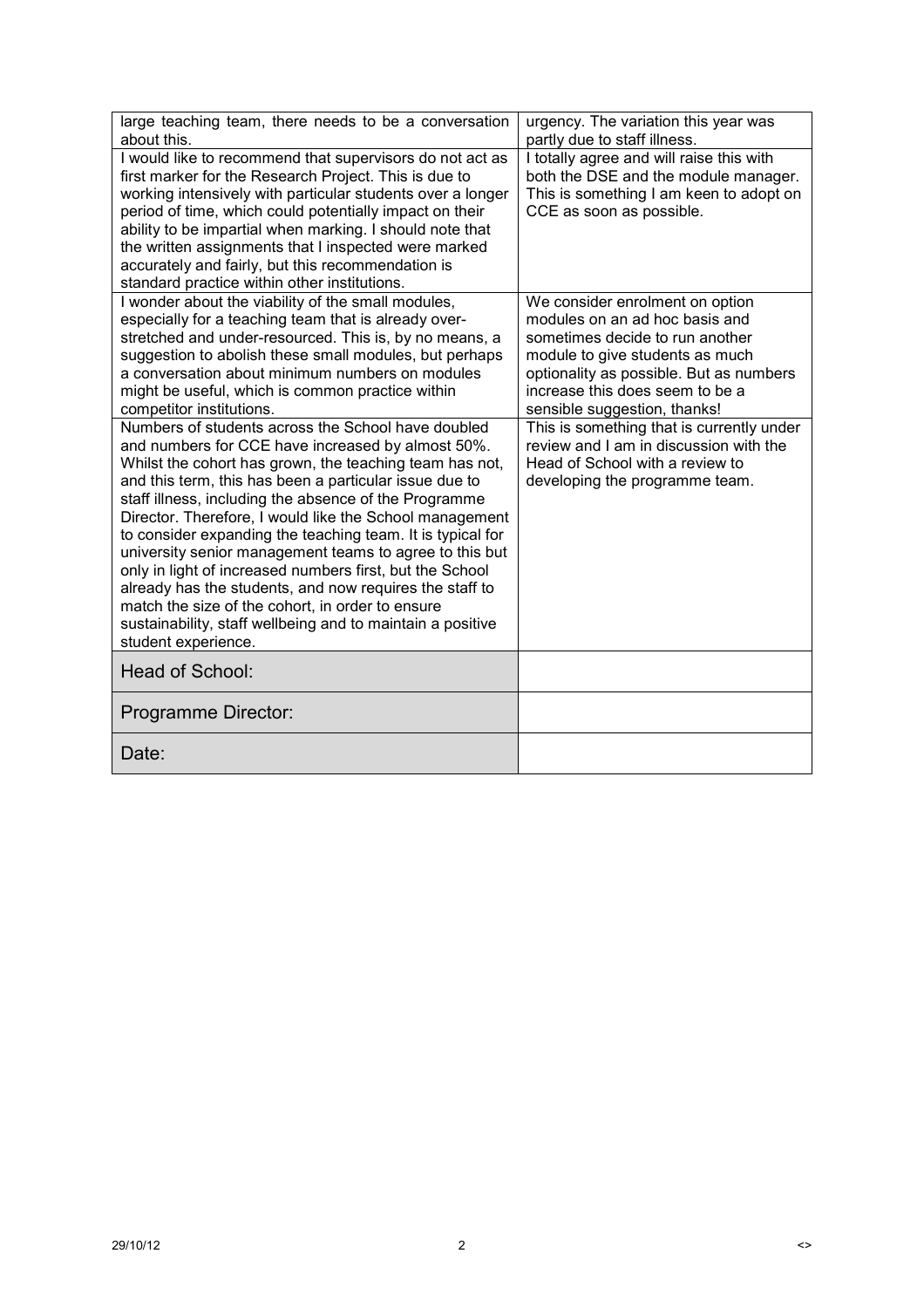| | |
|---|---|
| large teaching team, there needs to be a conversation about this. | urgency. The variation this year was partly due to staff illness. |
| I would like to recommend that supervisors do not act as first marker for the Research Project. This is due to working intensively with particular students over a longer period of time, which could potentially impact on their ability to be impartial when marking. I should note that the written assignments that I inspected were marked accurately and fairly, but this recommendation is standard practice within other institutions. | I totally agree and will raise this with both the DSE and the module manager. This is something I am keen to adopt on CCE as soon as possible. |
| I wonder about the viability of the small modules, especially for a teaching team that is already over-stretched and under-resourced. This is, by no means, a suggestion to abolish these small modules, but perhaps a conversation about minimum numbers on modules might be useful, which is common practice within competitor institutions. | We consider enrolment on option modules on an ad hoc basis and sometimes decide to run another module to give students as much optionality as possible. But as numbers increase this does seem to be a sensible suggestion, thanks! |
| Numbers of students across the School have doubled and numbers for CCE have increased by almost 50%. Whilst the cohort has grown, the teaching team has not, and this term, this has been a particular issue due to staff illness, including the absence of the Programme Director. Therefore, I would like the School management to consider expanding the teaching team. It is typical for university senior management teams to agree to this but only in light of increased numbers first, but the School already has the students, and now requires the staff to match the size of the cohort, in order to ensure sustainability, staff wellbeing and to maintain a positive student experience. | This is something that is currently under review and I am in discussion with the Head of School with a review to developing the programme team. |
| Head of School: | |
| Programme Director: | |
| Date: | |